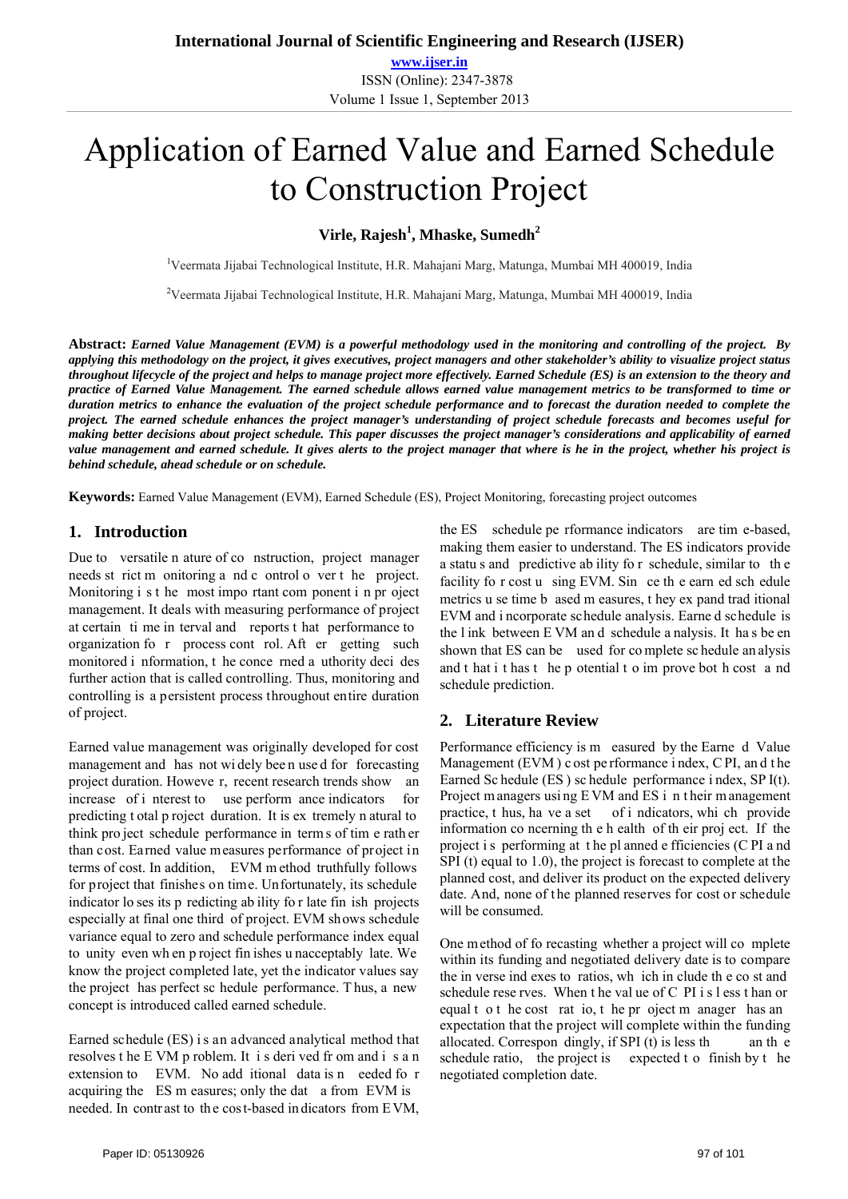# Application of Earned Value and Earned Schedule to Construction Project

**Virle, Rajesh[1], Mhaske, Sumedh[2]**

[1]Veermata Jijabai Technological Institute, H.R. Mahajani Marg, Matunga, Mumbai MH 400019, India

[2]Veermata Jijabai Technological Institute, H.R. Mahajani Marg, Matunga, Mumbai MH 400019, India

**Abstract:** ***Earned Value Management (EVM) is a powerful methodology used in the monitoring and controlling of the project. By applying this methodology on the project, it gives executives, project managers and other stakeholder's ability to visualize project status throughout lifecycle of the project and helps to manage project more effectively. Earned Schedule (ES) is an extension to the theory and practice of Earned Value Management. The earned schedule allows earned value management metrics to be transformed to time or duration metrics to enhance the evaluation of the project schedule performance and to forecast the duration needed to complete the project. The earned schedule enhances the project manager's understanding of project schedule forecasts and becomes useful for making better decisions about project schedule. This paper discusses the project manager's considerations and applicability of earned value management and earned schedule. It gives alerts to the project manager that where is he in the project, whether his project is behind schedule, ahead schedule or on schedule.***

**Keywords:** Earned Value Management (EVM), Earned Schedule (ES), Project Monitoring, forecasting project outcomes

## 1. Introduction

Due to versatile nature of construction, project manager needs strict monitoring and control over the project. Monitoring is the most important component in project management. It deals with measuring performance of project at certain time interval and reports that performance to organization for process control. After getting such monitored information, the concerned authority decides further action that is called controlling. Thus, monitoring and controlling is a persistent process throughout entire duration of project.

Earned value management was originally developed for cost management and has not widely been used for forecasting project duration. However, recent research trends show an increase of interest to use performance indicators for predicting total project duration. It is extremely natural to think project schedule performance in terms of time rather than cost. Earned value measures performance of project in terms of cost. In addition, EVM method truthfully follows for project that finishes on time. Unfortunately, its schedule indicator loses its predicting ability for late finish projects especially at final one third of project. EVM shows schedule variance equal to zero and schedule performance index equal to unity even when project finishes unacceptably late. We know the project completed late, yet the indicator values say the project has perfect schedule performance. Thus, a new concept is introduced called earned schedule.

Earned schedule (ES) is an advanced analytical method that resolves the EVM problem. It is derived from and is an extension to EVM. No additional data is needed for acquiring the ES measures; only the data from EVM is needed. In contrast to the cost-based indicators from EVM, the ES schedule performance indicators are time-based, making them easier to understand. The ES indicators provide a status and predictive ability for schedule, similar to the facility for cost using EVM. Since the earned schedule metrics use time based measures, they expand traditional EVM and incorporate schedule analysis. Earned schedule is the link between EVM and schedule analysis. It has been shown that ES can be used for complete schedule analysis and that it has the potential to improve both cost and schedule prediction.

## 2. Literature Review

Performance efficiency is measured by the Earned Value Management (EVM) cost performance index, CPI, and the Earned Schedule (ES) schedule performance index, SPI(t). Project managers using EVM and ES in their management practice, thus, have a set of indicators, which provide information concerning the health of their project. If the project is performing at the planned efficiencies (CPI and SPI (t) equal to 1.0), the project is forecast to complete at the planned cost, and deliver its product on the expected delivery date. And, none of the planned reserves for cost or schedule will be consumed.

One method of forecasting whether a project will complete within its funding and negotiated delivery date is to compare the inverse indexes to ratios, which include the cost and schedule reserves. When the value of CPI is less than or equal to the cost ratio, the project manager has an expectation that the project will complete within the funding allocated. Correspondingly, if SPI (t) is less than the schedule ratio, the project is expected to finish by the negotiated completion date.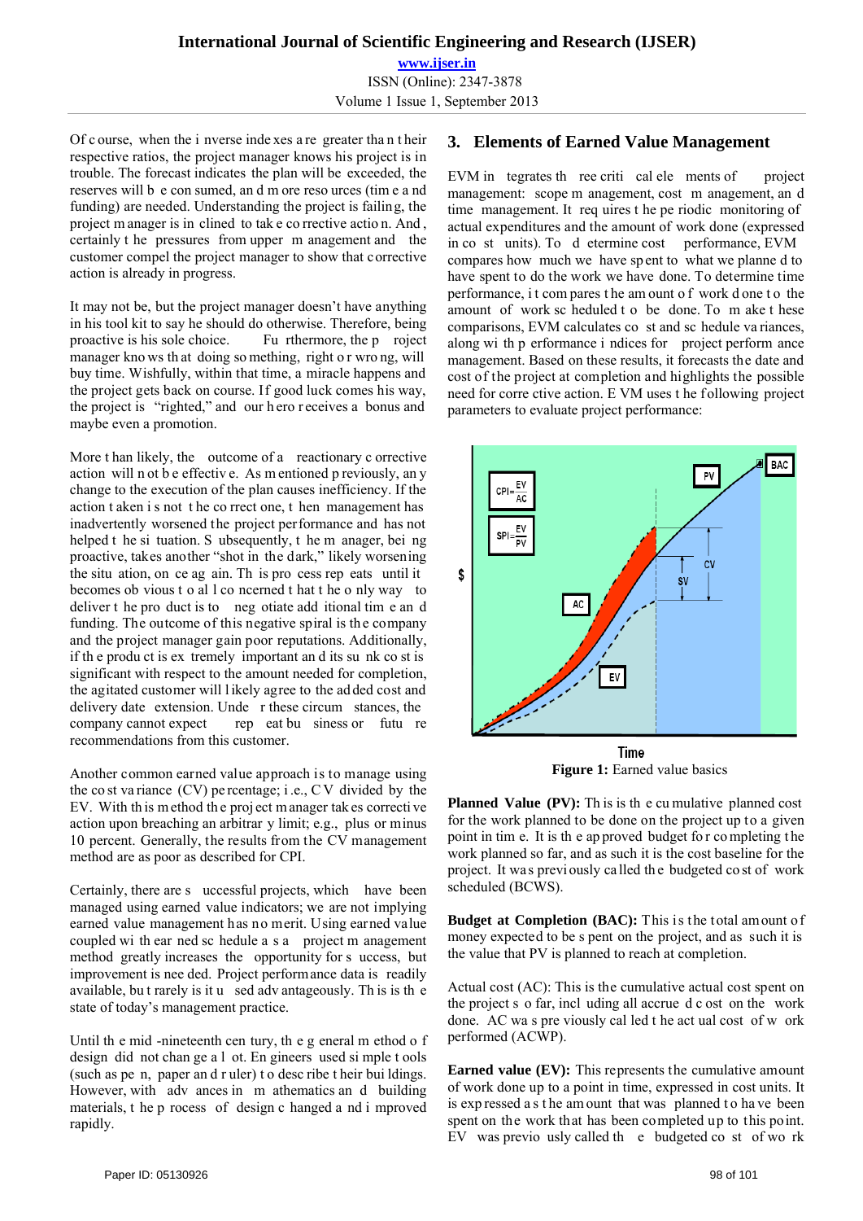Of course, when the inverse indexes are greater than their respective ratios, the project manager knows his project is in trouble. The forecast indicates the plan will be exceeded, the reserves will be consumed, and more resources (time and funding) are needed. Understanding the project is failing, the project manager is inclined to take corrective action. And, certainly the pressures from upper management and the customer compel the project manager to show that corrective action is already in progress.

It may not be, but the project manager doesn't have anything in his tool kit to say he should do otherwise. Therefore, being proactive is his sole choice. Furthermore, the project manager knows that doing something, right or wrong, will buy time. Wishfully, within that time, a miracle happens and the project gets back on course. If good luck comes his way, the project is "righted," and our hero receives a bonus and maybe even a promotion.

More than likely, the outcome of a reactionary corrective action will not be effective. As mentioned previously, any change to the execution of the plan causes inefficiency. If the action taken is not the correct one, then management has inadvertently worsened the project performance and has not helped the situation. Subsequently, the manager, being proactive, takes another "shot in the dark," likely worsening the situation, on ce again. This process repeats until it becomes obvious to all concerned that the only way to deliver the product is to negotiate additional time and funding. The outcome of this negative spiral is the company and the project manager gain poor reputations. Additionally, if the product is extremely important and sunk cost is significant with respect to the amount needed for completion, the agitated customer will likely agree to the added cost and delivery date extension. Under these circumstances, the company cannot expect repeat business or future recommendations from this customer.

Another common earned value approach is to manage using the cost variance (CV) percentage; i.e., CV divided by the EV. With this method the project manager takes corrective action upon breaching an arbitrary limit; e.g., plus or minus 10 percent. Generally, the results from the CV management method are as poor as described for CPI.

Certainly, there are successful projects, which have been managed using earned value indicators; we are not implying earned value management has no merit. Using earned value coupled with earned schedule as a project management method greatly increases the opportunity for success, but improvement is needed. Project performance data is readily available, but rarely is it used advantageously. This is the state of today's management practice.

Until the mid-nineteenth century, the general method of design did not change a lot. Engineers used simple tools (such as pen, paper and ruler) to describe their buildings. However, with advances in mathematics and building materials, the process of design changed and improved rapidly.

## 3. Elements of Earned Value Management

EVM integrates three critical elements of project management: scope management, cost management, and time management. It requires the periodic monitoring of actual expenditures and the amount of work done (expressed in cost units). To determine cost performance, EVM compares how much we have spent to what we planned to have spent to do the work we have done. To determine time performance, it compares the amount of work done to the amount of work scheduled to be done. To make these comparisons, EVM calculates cost and schedule variances, along with performance indices for project performance management. Based on these results, it forecasts the date and cost of the project at completion and highlights the possible need for corrective action. EVM uses the following project parameters to evaluate project performance:

$CPI = \frac{EV}{AC}$

$SPI = \frac{EV}{PV}$

PV
BAC
CV
SV
AC
EV
$
Time

**Figure 1:** Earned value basics

**Planned Value (PV):** This is the cumulative planned cost for the work planned to be done on the project up to a given point in time. It is the approved budget for completing the work planned so far, and as such it is the cost baseline for the project. It was previously called the budgeted cost of work scheduled (BCWS).

**Budget at Completion (BAC):** This is the total amount of money expected to be spent on the project, and as such it is the value that PV is planned to reach at completion.

Actual cost (AC): This is the cumulative actual cost spent on the project so far, including accrued cost on the work done. AC was previously called the actual cost of work performed (ACWP).

**Earned value (EV):** This represents the cumulative amount of work done up to a point in time, expressed in cost units. It is expressed as the amount that was planned to have been spent on the work that has been completed up to this point. EV was previously called the budgeted cost of work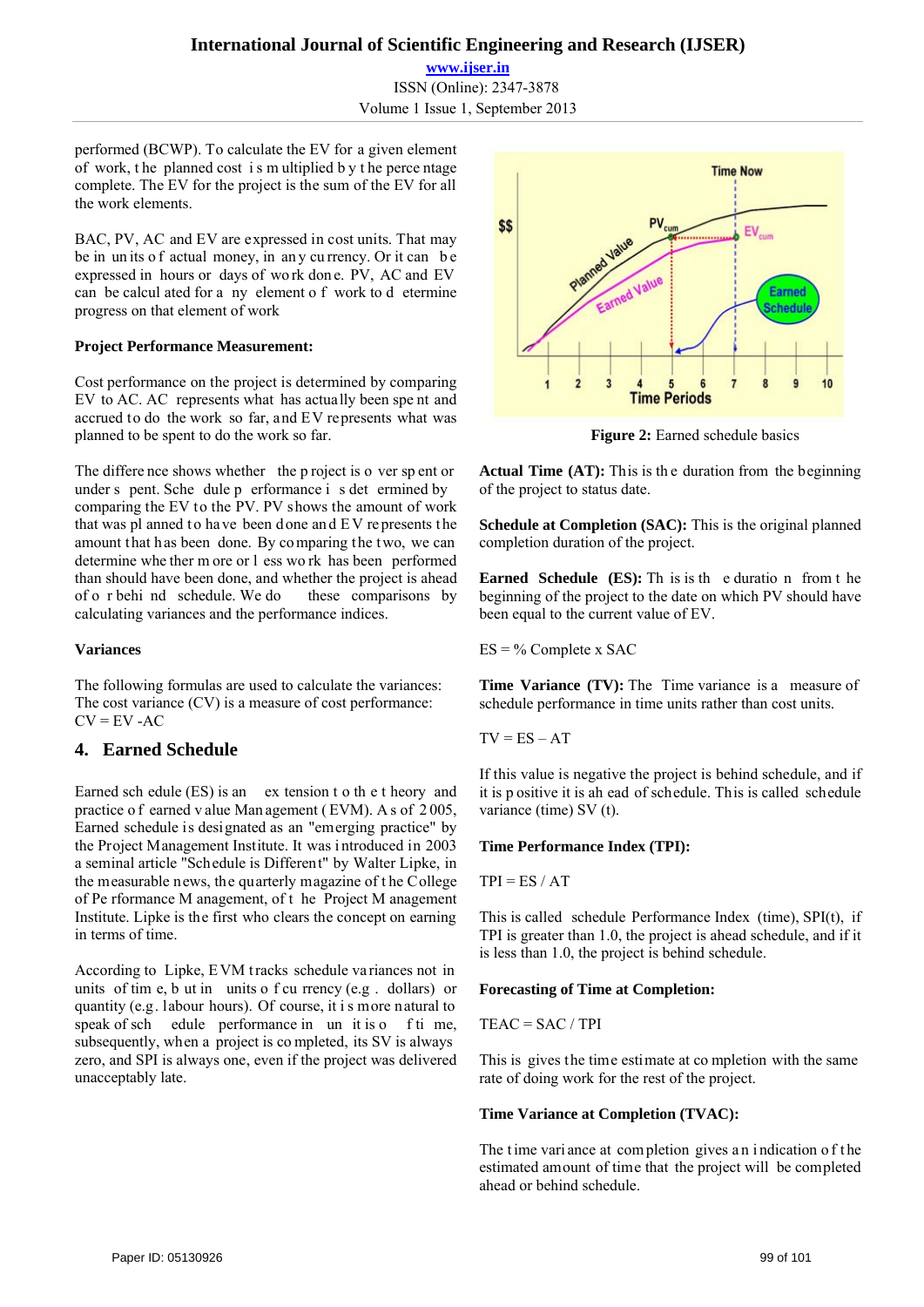performed (BCWP). To calculate the EV for a given element of work, the planned cost is multiplied by the percentage complete. The EV for the project is the sum of the EV for all the work elements.

BAC, PV, AC and EV are expressed in cost units. That may be in units of actual money, in any currency. Or it can be expressed in hours or days of work done. PV, AC and EV can be calculated for any element of work to determine progress on that element of work

**Project Performance Measurement:**

Cost performance on the project is determined by comparing EV to AC. AC represents what has actually been spent and accrued to do the work so far, and EV represents what was planned to be spent to do the work so far.

The difference shows whether the project is over spent or under spent. Schedule performance is determined by comparing the EV to the PV. PV shows the amount of work that was planned to have been done and EV represents the amount that has been done. By comparing the two, we can determine whether more or less work has been performed than should have been done, and whether the project is ahead of or behind schedule. We do these comparisons by calculating variances and the performance indices.

**Variances**

The following formulas are used to calculate the variances: The cost variance (CV) is a measure of cost performance:
CV = EV -AC

## 4. Earned Schedule

Earned schedule (ES) is an extension to the theory and practice of earned value Management (EVM). As of 2005, Earned schedule is designated as an "emerging practice" by the Project Management Institute. It was introduced in 2003 a seminal article "Schedule is Different" by Walter Lipke, in the measurable news, the quarterly magazine of the College of Performance Management, of the Project Management Institute. Lipke is the first who clears the concept on earning in terms of time.

According to Lipke, EVM tracks schedule variances not in units of time, but in units of currency (e.g. dollars) or quantity (e.g. labour hours). Of course, it is more natural to speak of schedule performance in units of time, subsequently, when a project is completed, its SV is always zero, and SPI is always one, even if the project was delivered unacceptably late.

Time Now
$$
PV<sub>cum</sub>
EV<sub>cum</sub>
Planned Value
Earned Value
Earned Schedule
1 2 3 4 5 6 7 8 9 10
Time Periods

**Figure 2:** Earned schedule basics

**Actual Time (AT):** This is the duration from the beginning of the project to status date.

**Schedule at Completion (SAC):** This is the original planned completion duration of the project.

**Earned Schedule (ES):** This is the duration from the beginning of the project to the date on which PV should have been equal to the current value of EV.

ES = % Complete x SAC

**Time Variance (TV):** The Time variance is a measure of schedule performance in time units rather than cost units.

TV = ES – AT

If this value is negative the project is behind schedule, and if it is positive it is ahead of schedule. This is called schedule variance (time) SV (t).

**Time Performance Index (TPI):**

TPI = ES / AT

This is called schedule Performance Index (time), SPI(t), if TPI is greater than 1.0, the project is ahead schedule, and if it is less than 1.0, the project is behind schedule.

**Forecasting of Time at Completion:**

TEAC = SAC / TPI

This is gives the time estimate at completion with the same rate of doing work for the rest of the project.

**Time Variance at Completion (TVAC):**

The time variance at completion gives an indication of the estimated amount of time that the project will be completed ahead or behind schedule.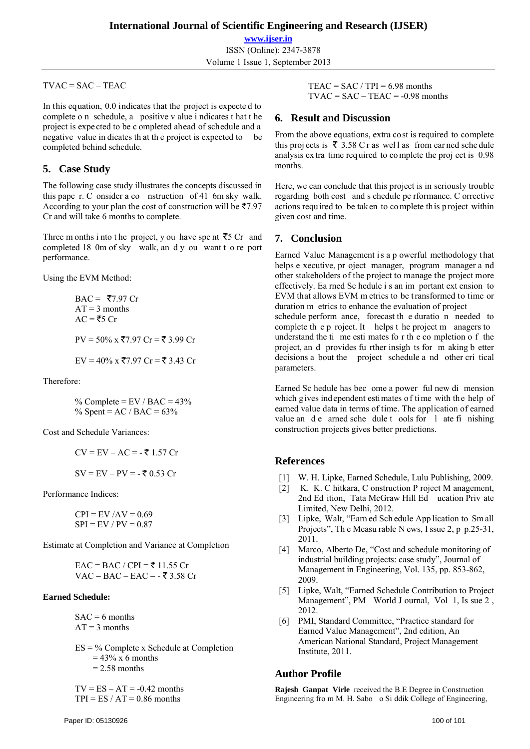TVAC = SAC – TEAC

In this equation, 0.0 indicates that the project is expected to complete on schedule, a positive value indicates that the project is expected to be completed ahead of schedule and a negative value indicates that the project is expected to be completed behind schedule.

## 5. Case Study

The following case study illustrates the concepts discussed in this paper. Consider a construction of 41 6m sky walk. According to your plan the cost of construction will be ₹7.97 Cr and will take 6 months to complete.

Three months into the project, you have spent ₹5 Cr and completed 18 0m of sky walk, and you want to report performance.

Using the EVM Method:

BAC = ₹7.97 Cr
AT = 3 months
AC = ₹5 Cr

PV = 50% x ₹7.97 Cr = ₹ 3.99 Cr

EV = 40% x ₹7.97 Cr = ₹ 3.43 Cr

Therefore:

% Complete = EV / BAC = 43%
% Spent = AC / BAC = 63%

Cost and Schedule Variances:

CV = EV – AC = - ₹ 1.57 Cr

SV = EV – PV = - ₹ 0.53 Cr

Performance Indices:

CPI = EV /AV = 0.69
SPI = EV / PV = 0.87

Estimate at Completion and Variance at Completion

EAC = BAC / CPI = ₹ 11.55 Cr
VAC = BAC – EAC = - ₹ 3.58 Cr

**Earned Schedule:**

SAC = 6 months
AT = 3 months

ES = % Complete x Schedule at Completion
= 43% x 6 months
= 2.58 months

TV = ES – AT = -0.42 months
TPI = ES / AT = 0.86 months

TEAC = SAC / TPI = 6.98 months
TVAC = SAC – TEAC = -0.98 months

## 6. Result and Discussion

From the above equations, extra cost is required to complete this projects is ₹ 3.58 Cr as well as from earned schedule analysis extra time required to complete the project is 0.98 months.

Here, we can conclude that this project is in seriously trouble regarding both cost and schedule performance. Corrective actions required to be taken to complete this project within given cost and time.

## 7. Conclusion

Earned Value Management is a powerful methodology that helps executive, project manager, program manager and other stakeholders of the project to manage the project more effectively. Earned Schedule is an important extension to EVM that allows EVM metrics to be transformed to time or duration metrics to enhance the evaluation of project schedule performance, forecast the duration needed to complete the project. It helps the project managers to understand the time estimates for the completion of the project, and provides further insights for making better decisions about the project schedule and other critical parameters.

Earned Schedule has become a powerful new dimension which gives independent estimates of time with the help of earned value data in terms of time. The application of earned value and earned schedule tools for late finishing construction projects gives better predictions.

## References

[1] W. H. Lipke, Earned Schedule, Lulu Publishing, 2009.

[2] K. K. Chitkara, Construction Project Management, 2nd Edition, Tata McGraw Hill Education Private Limited, New Delhi, 2012.

[3] Lipke, Walt, "Earned Schedule Application to Small Projects", The Measurable News, Issue 2, pp.25-31, 2011.

[4] Marco, Alberto De, "Cost and schedule monitoring of industrial building projects: case study", Journal of Management in Engineering, Vol. 135, pp. 853-862, 2009.

[5] Lipke, Walt, "Earned Schedule Contribution to Project Management", PM World Journal, Vol 1, Issue 2, 2012.

[6] PMI, Standard Committee, "Practice standard for Earned Value Management", 2nd edition, An American National Standard, Project Management Institute, 2011.

## Author Profile

**Rajesh Ganpat Virle** received the B.E Degree in Construction Engineering from M. H. Saboo Siddik College of Engineering,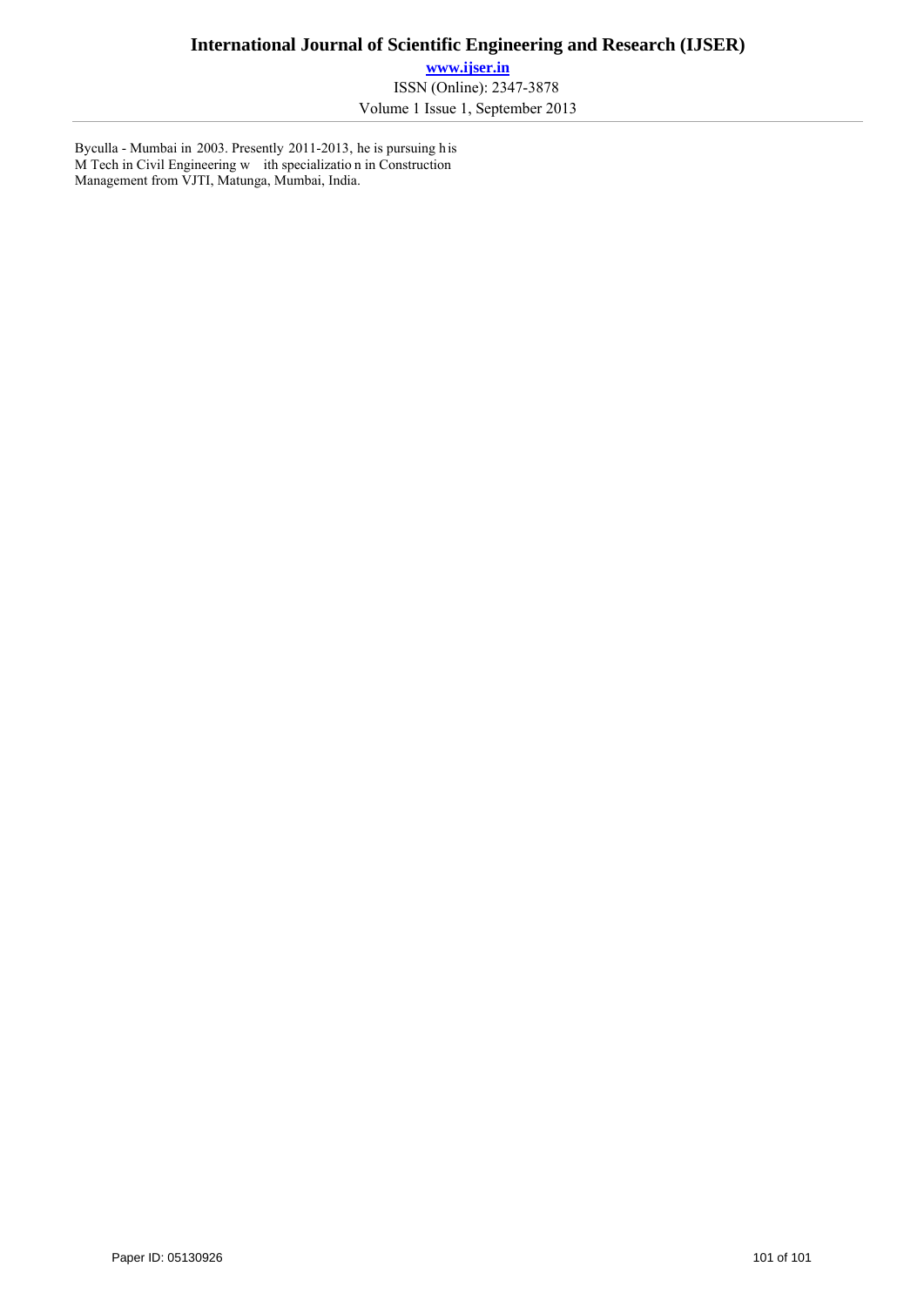Byculla - Mumbai in 2003. Presently 2011-2013, he is pursuing his M Tech in Civil Engineering with specialization in Construction Management from VJTI, Matunga, Mumbai, India.